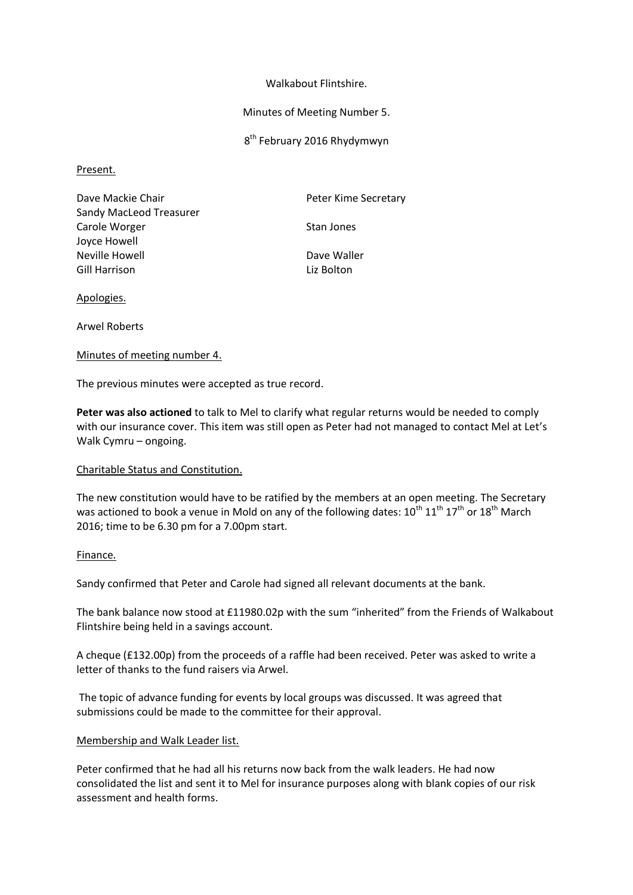Walkabout Flintshire.

Minutes of Meeting Number 5.

8th February 2016 Rhydymwyn

Present.

Dave Mackie Chair
Peter Kime Secretary
Sandy MacLeod Treasurer
Carole Worger
Stan Jones
Joyce Howell
Neville Howell
Dave Waller
Gill Harrison
Liz Bolton

Apologies.

Arwel Roberts

Minutes of meeting number 4.

The previous minutes were accepted as true record.

**Peter was also actioned** to talk to Mel to clarify what regular returns would be needed to comply with our insurance cover. This item was still open as Peter had not managed to contact Mel at Let's Walk Cymru – ongoing.

Charitable Status and Constitution.

The new constitution would have to be ratified by the members at an open meeting. The Secretary was actioned to book a venue in Mold on any of the following dates: 10th 11th 17th or 18th March 2016; time to be 6.30 pm for a 7.00pm start.

Finance.

Sandy confirmed that Peter and Carole had signed all relevant documents at the bank.

The bank balance now stood at £11980.02p with the sum "inherited" from the Friends of Walkabout Flintshire being held in a savings account.

A cheque (£132.00p) from the proceeds of a raffle had been received. Peter was asked to write a letter of thanks to the fund raisers via Arwel.

The topic of advance funding for events by local groups was discussed. It was agreed that submissions could be made to the committee for their approval.

Membership and Walk Leader list.

Peter confirmed that he had all his returns now back from the walk leaders. He had now consolidated the list and sent it to Mel for insurance purposes along with blank copies of our risk assessment and health forms.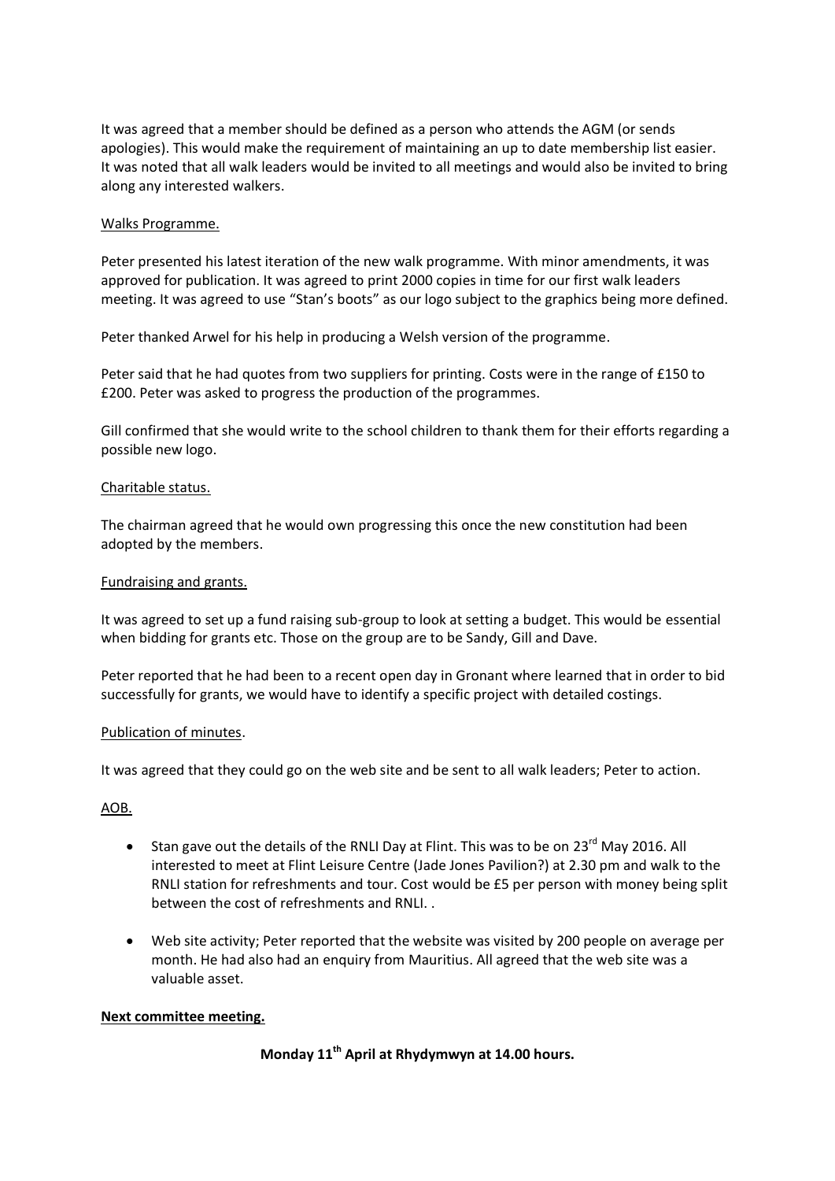It was agreed that a member should be defined as a person who attends the AGM (or sends apologies). This would make the requirement of maintaining an up to date membership list easier. It was noted that all walk leaders would be invited to all meetings and would also be invited to bring along any interested walkers.

Walks Programme.

Peter presented his latest iteration of the new walk programme. With minor amendments, it was approved for publication. It was agreed to print 2000 copies in time for our first walk leaders meeting. It was agreed to use "Stan's boots" as our logo subject to the graphics being more defined.

Peter thanked Arwel for his help in producing a Welsh version of the programme.

Peter said that he had quotes from two suppliers for printing. Costs were in the range of £150 to £200. Peter was asked to progress the production of the programmes.

Gill confirmed that she would write to the school children to thank them for their efforts regarding a possible new logo.

Charitable status.

The chairman agreed that he would own progressing this once the new constitution had been adopted by the members.

Fundraising and grants.

It was agreed to set up a fund raising sub-group to look at setting a budget. This would be essential when bidding for grants etc. Those on the group are to be Sandy, Gill and Dave.

Peter reported that he had been to a recent open day in Gronant where learned that in order to bid successfully for grants, we would have to identify a specific project with detailed costings.

Publication of minutes.

It was agreed that they could go on the web site and be sent to all walk leaders; Peter to action.

AOB.

- Stan gave out the details of the RNLI Day at Flint. This was to be on 23rd May 2016. All interested to meet at Flint Leisure Centre (Jade Jones Pavilion?) at 2.30 pm and walk to the RNLI station for refreshments and tour. Cost would be £5 per person with money being split between the cost of refreshments and RNLI. .
- Web site activity; Peter reported that the website was visited by 200 people on average per month. He had also had an enquiry from Mauritius. All agreed that the web site was a valuable asset.

**Next committee meeting.**

**Monday 11th April at Rhydymwyn at 14.00 hours.**